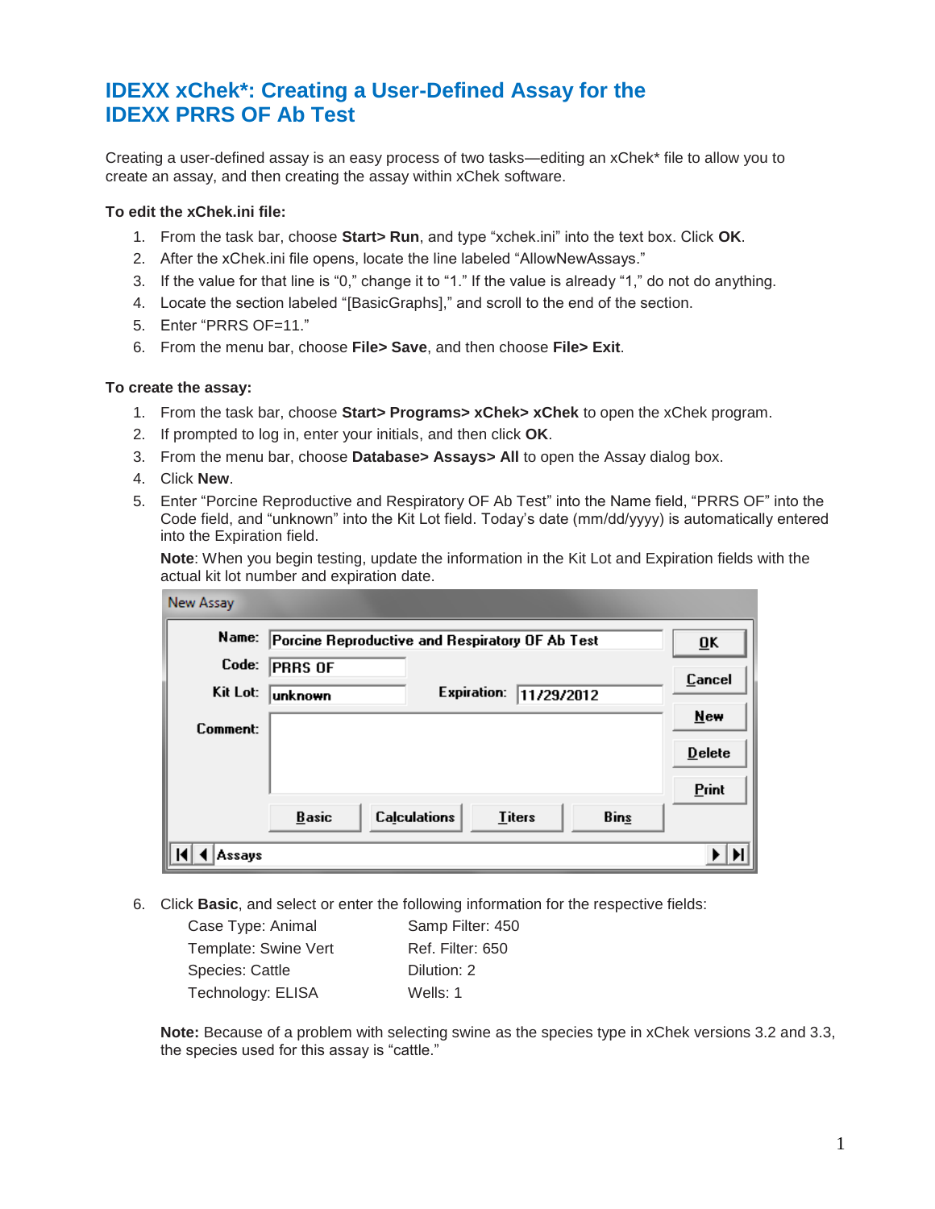# IDEXX xChek*: Creating a User-Defined Assay for the IDEXX PRRS OF Ab Test

Creating a user-defined assay is an easy process of two tasks—editing an xChek* file to allow you to create an assay, and then creating the assay within xChek software.

**To edit the xChek.ini file:**

1. From the task bar, choose **Start> Run**, and type “xchek.ini” into the text box. Click **OK**.
2. After the xChek.ini file opens, locate the line labeled “AllowNewAssays.”
3. If the value for that line is “0,” change it to “1.” If the value is already “1,” do not do anything.
4. Locate the section labeled “[BasicGraphs],” and scroll to the end of the section.
5. Enter “PRRS OF=11.”
6. From the menu bar, choose **File> Save**, and then choose **File> Exit**.

**To create the assay:**

1. From the task bar, choose **Start> Programs> xChek> xChek** to open the xChek program.
2. If prompted to log in, enter your initials, and then click **OK**.
3. From the menu bar, choose **Database> Assays> All** to open the Assay dialog box.
4. Click **New**.
5. Enter “Porcine Reproductive and Respiratory OF Ab Test” into the Name field, “PRRS OF” into the Code field, and “unknown” into the Kit Lot field. Today’s date (mm/dd/yyyy) is automatically entered into the Expiration field.

   **Note**: When you begin testing, update the information in the Kit Lot and Expiration fields with the actual kit lot number and expiration date.

   New Assay

   | | | | |
   |---|---|---|---|
   | Name: | Porcine Reproductive and Respiratory OF Ab Test | | |
   | Code: | PRRS OF | | |
   | Kit Lot: | unknown | Expiration: | 11/29/2012 |
   | Comment: | | | |

   Buttons: OK, Cancel, New, Delete, Print, Basic, Calculations, Titers, Bins — Assays

6. Click **Basic**, and select or enter the following information for the respective fields:

   | | |
   |---|---|
   | Case Type: Animal | Samp Filter: 450 |
   | Template: Swine Vert | Ref. Filter: 650 |
   | Species: Cattle | Dilution: 2 |
   | Technology: ELISA | Wells: 1 |

   **Note:** Because of a problem with selecting swine as the species type in xChek versions 3.2 and 3.3, the species used for this assay is “cattle.”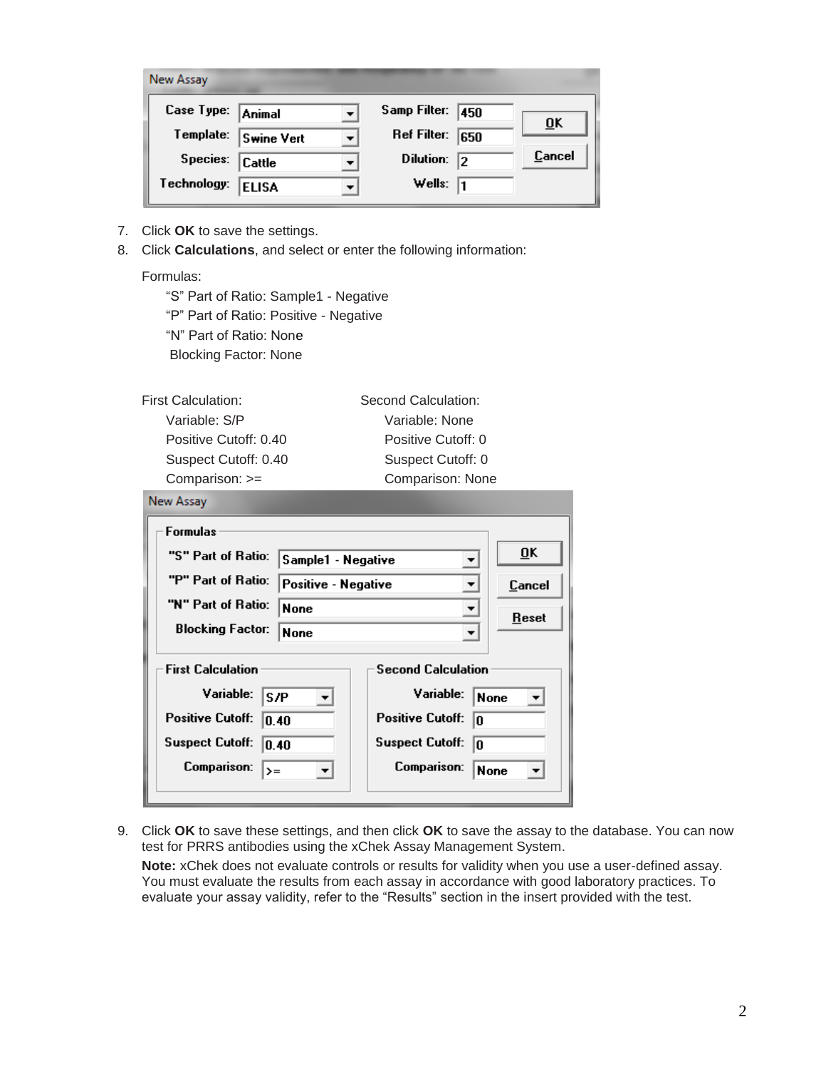| New Assay | | | |
|---|---|---|---|
| Case Type: | Animal | Samp Filter: | 450 |
| Template: | Swine Vert | Ref Filter: | 650 |
| Species: | Cattle | Dilution: | 2 |
| Technology: | ELISA | Wells: | 1 |

7. Click **OK** to save the settings.
8. Click **Calculations**, and select or enter the following information:

   Formulas:

   "S" Part of Ratio: Sample1 - Negative
   "P" Part of Ratio: Positive - Negative
   "N" Part of Ratio: None
   Blocking Factor: None

   | First Calculation: | Second Calculation: |
   |---|---|
   | Variable: S/P | Variable: None |
   | Positive Cutoff: 0.40 | Positive Cutoff: 0 |
   | Suspect Cutoff: 0.40 | Suspect Cutoff: 0 |
   | Comparison: >= | Comparison: None |

| New Assay | | | |
|---|---|---|---|
| **Formulas** | | | |
| "S" Part of Ratio: | Sample1 - Negative | | |
| "P" Part of Ratio: | Positive - Negative | | |
| "N" Part of Ratio: | None | | |
| Blocking Factor: | None | | |
| **First Calculation** | | **Second Calculation** | |
| Variable: | S/P | Variable: | None |
| Positive Cutoff: | 0.40 | Positive Cutoff: | 0 |
| Suspect Cutoff: | 0.40 | Suspect Cutoff: | 0 |
| Comparison: | >= | Comparison: | None |

9. Click **OK** to save these settings, and then click **OK** to save the assay to the database. You can now test for PRRS antibodies using the xChek Assay Management System.

   **Note:** xChek does not evaluate controls or results for validity when you use a user-defined assay. You must evaluate the results from each assay in accordance with good laboratory practices. To evaluate your assay validity, refer to the "Results" section in the insert provided with the test.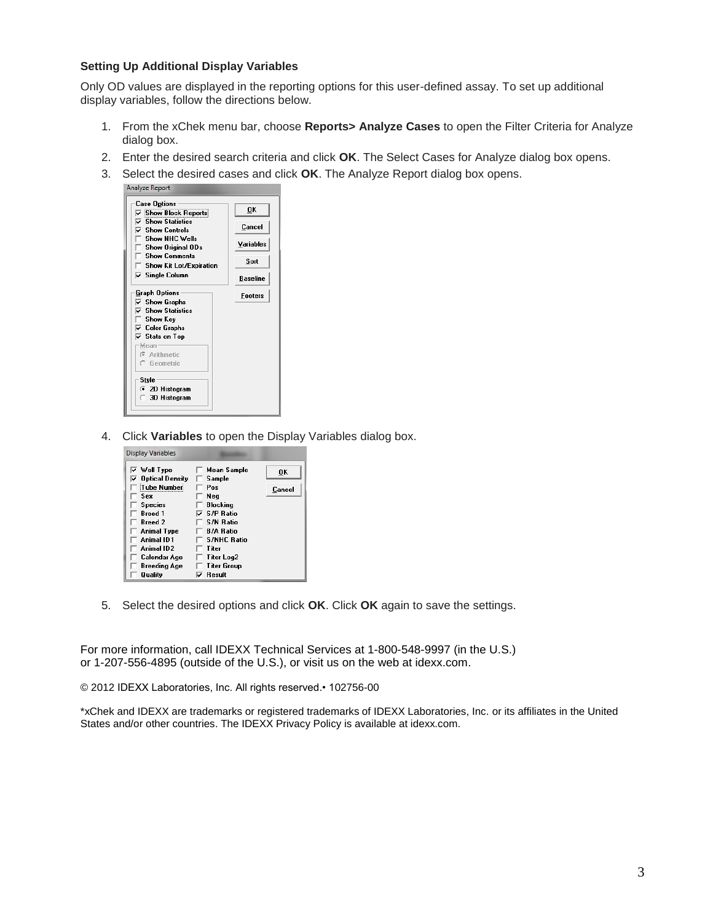### Setting Up Additional Display Variables

Only OD values are displayed in the reporting options for this user-defined assay. To set up additional display variables, follow the directions below.

1. From the xChek menu bar, choose **Reports> Analyze Cases** to open the Filter Criteria for Analyze dialog box.
2. Enter the desired search criteria and click **OK**. The Select Cases for Analyze dialog box opens.
3. Select the desired cases and click **OK**. The Analyze Report dialog box opens.

4. Click **Variables** to open the Display Variables dialog box.

5. Select the desired options and click **OK**. Click **OK** again to save the settings.

For more information, call IDEXX Technical Services at 1-800-548-9997 (in the U.S.) or 1-207-556-4895 (outside of the U.S.), or visit us on the web at idexx.com.

© 2012 IDEXX Laboratories, Inc. All rights reserved.• 102756-00

*xChek and IDEXX are trademarks or registered trademarks of IDEXX Laboratories, Inc. or its affiliates in the United States and/or other countries. The IDEXX Privacy Policy is available at idexx.com.